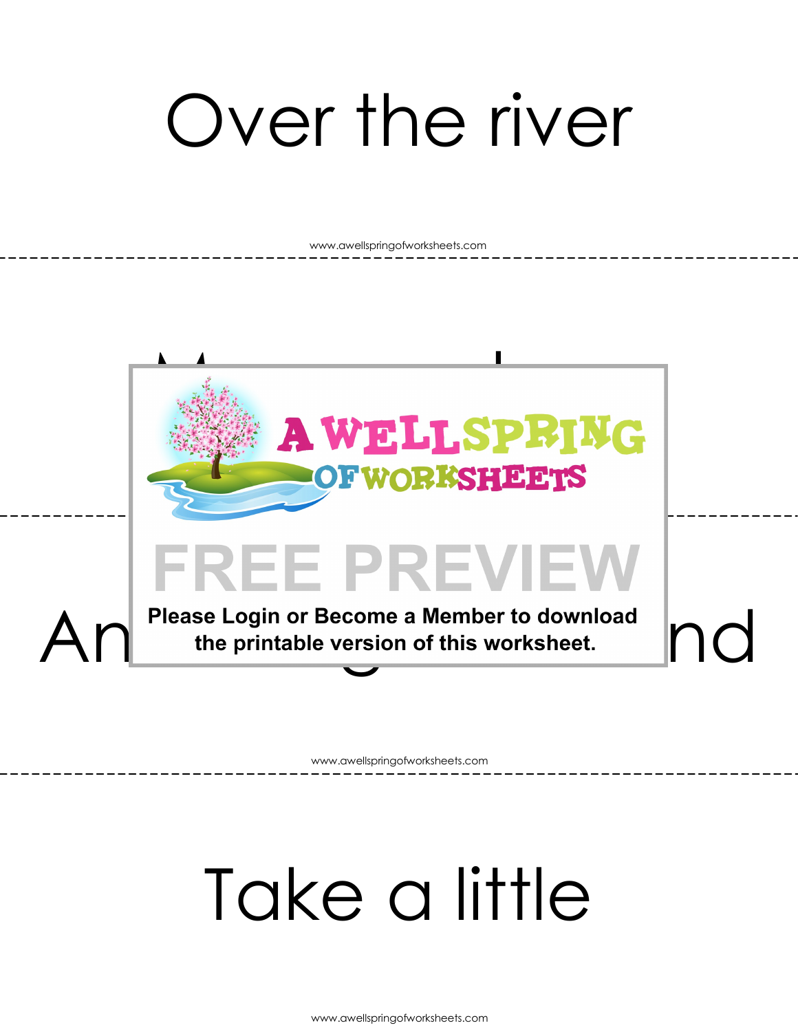Over the river

Take a little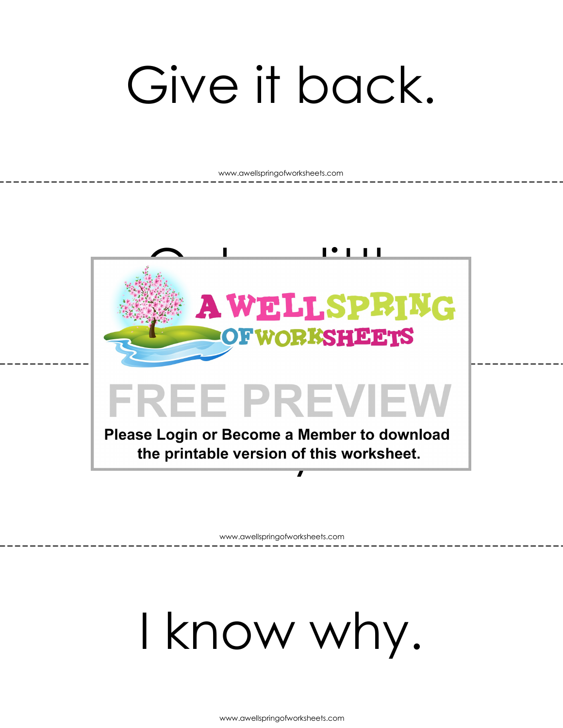Give it back.

Please Login or Become a Member to download the printable version of this worksheet.

I know why.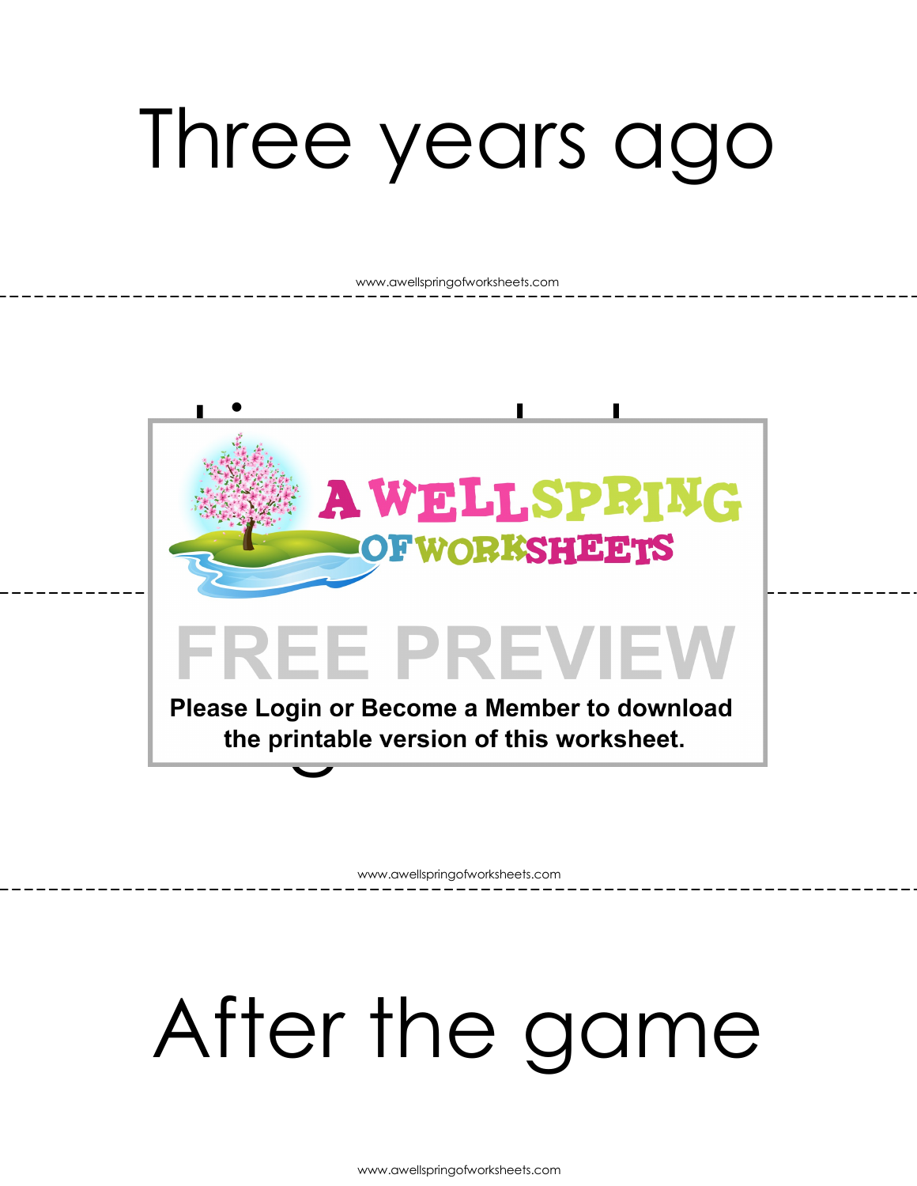Three years ago

Please Login or Become a Member to download the printable version of this worksheet.

After the game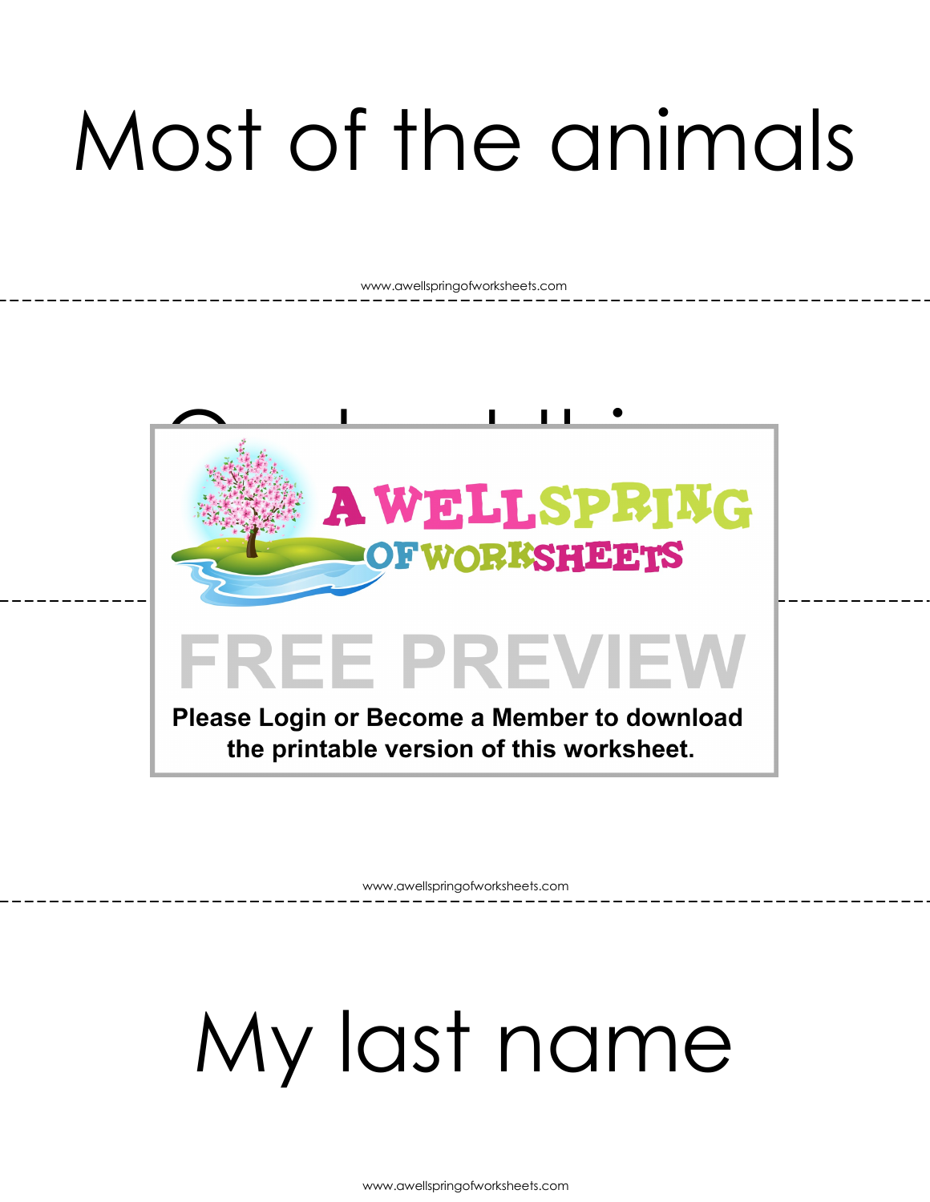Most of the animals

My last name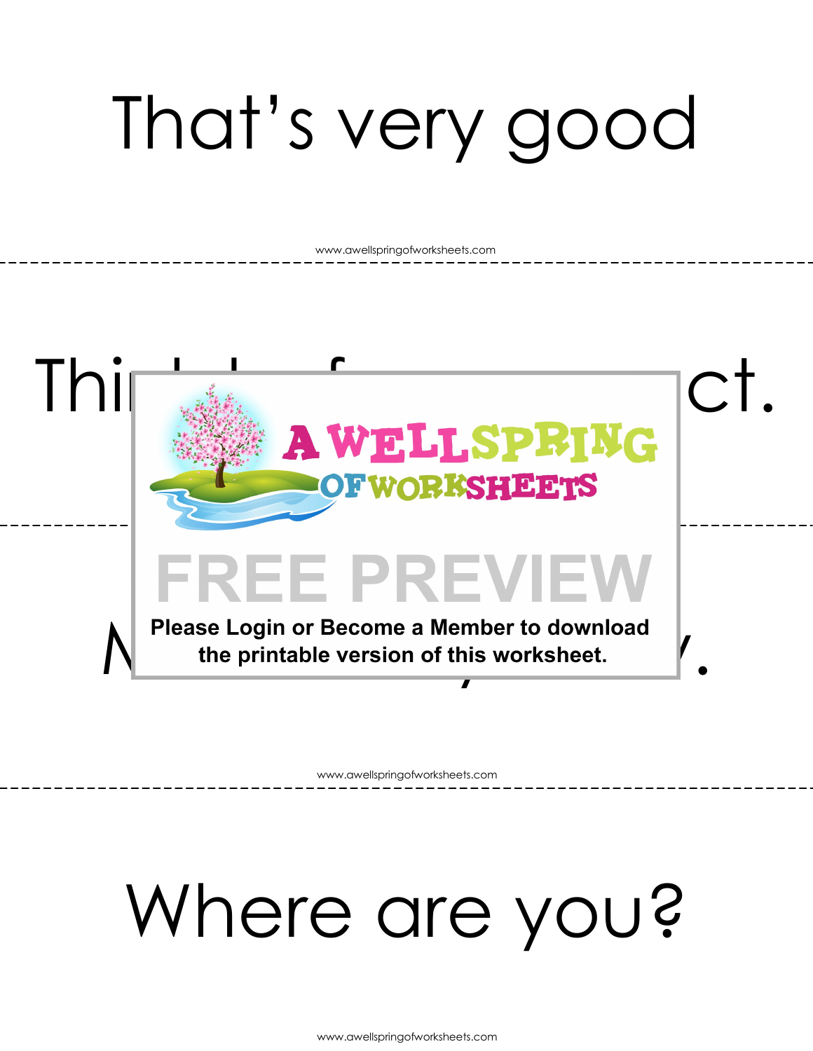That's very good

Thi ct.

N y.

Where are you?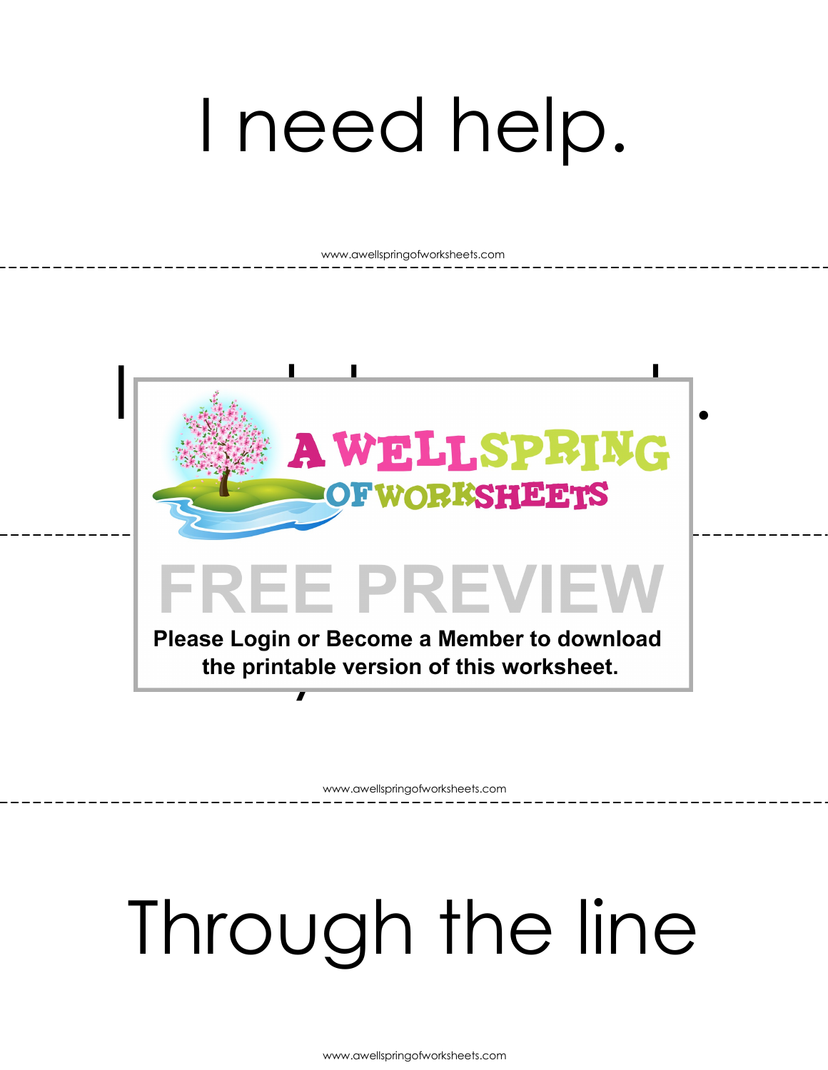# I need help.

FREE PREVIEW

Please Login or Become a Member to download the printable version of this worksheet.

# Through the line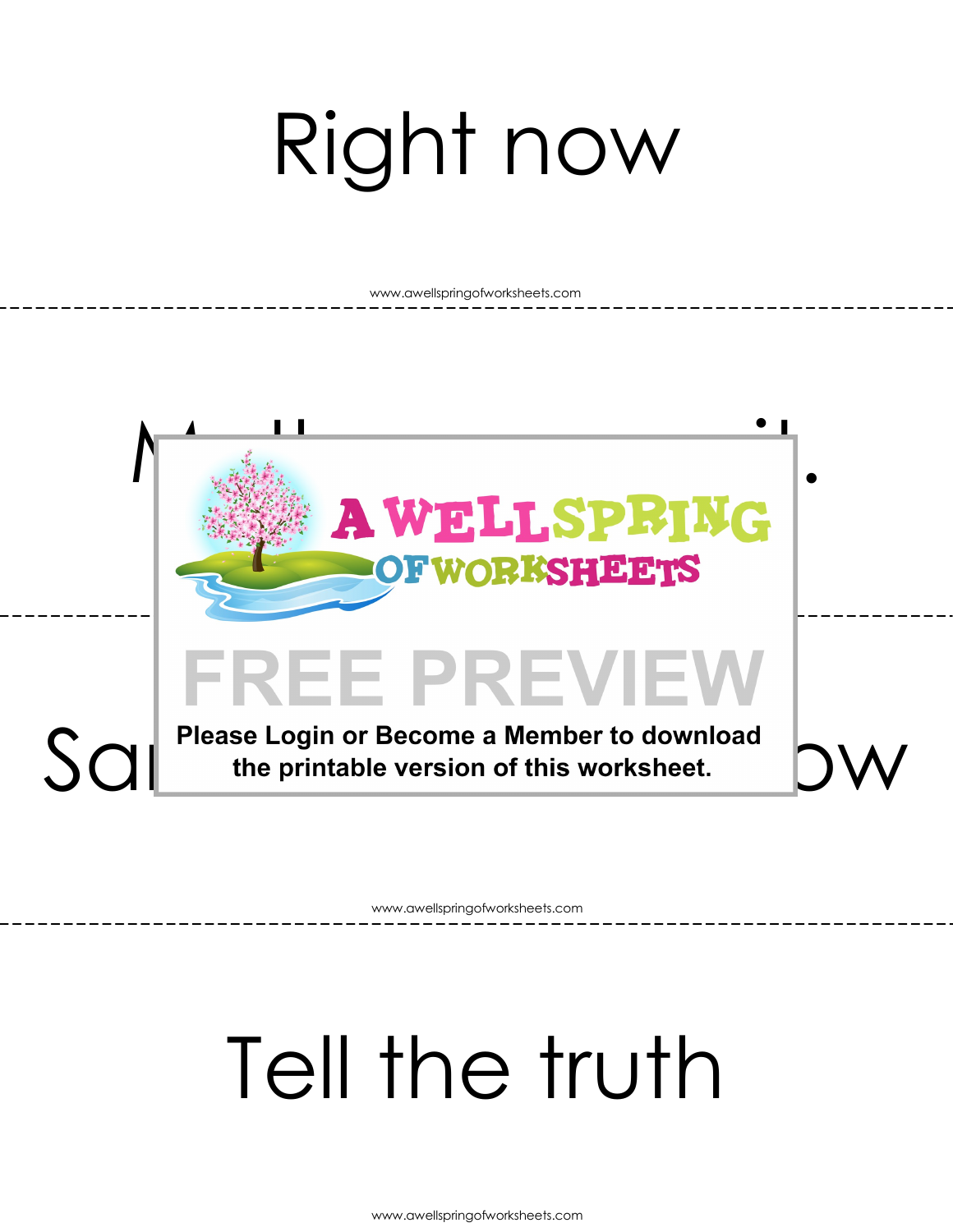# Right now

# Tell the truth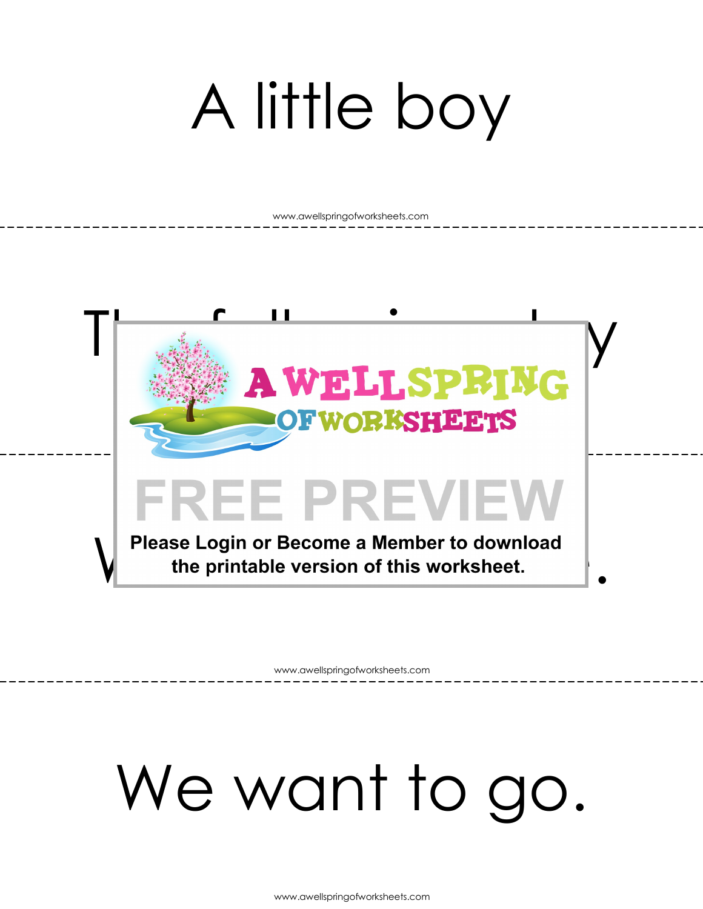A little boy

www.awellspringofworksheets.com

Please Login or Become a Member to download the printable version of this worksheet.

www.awellspringofworksheets.com

We want to go.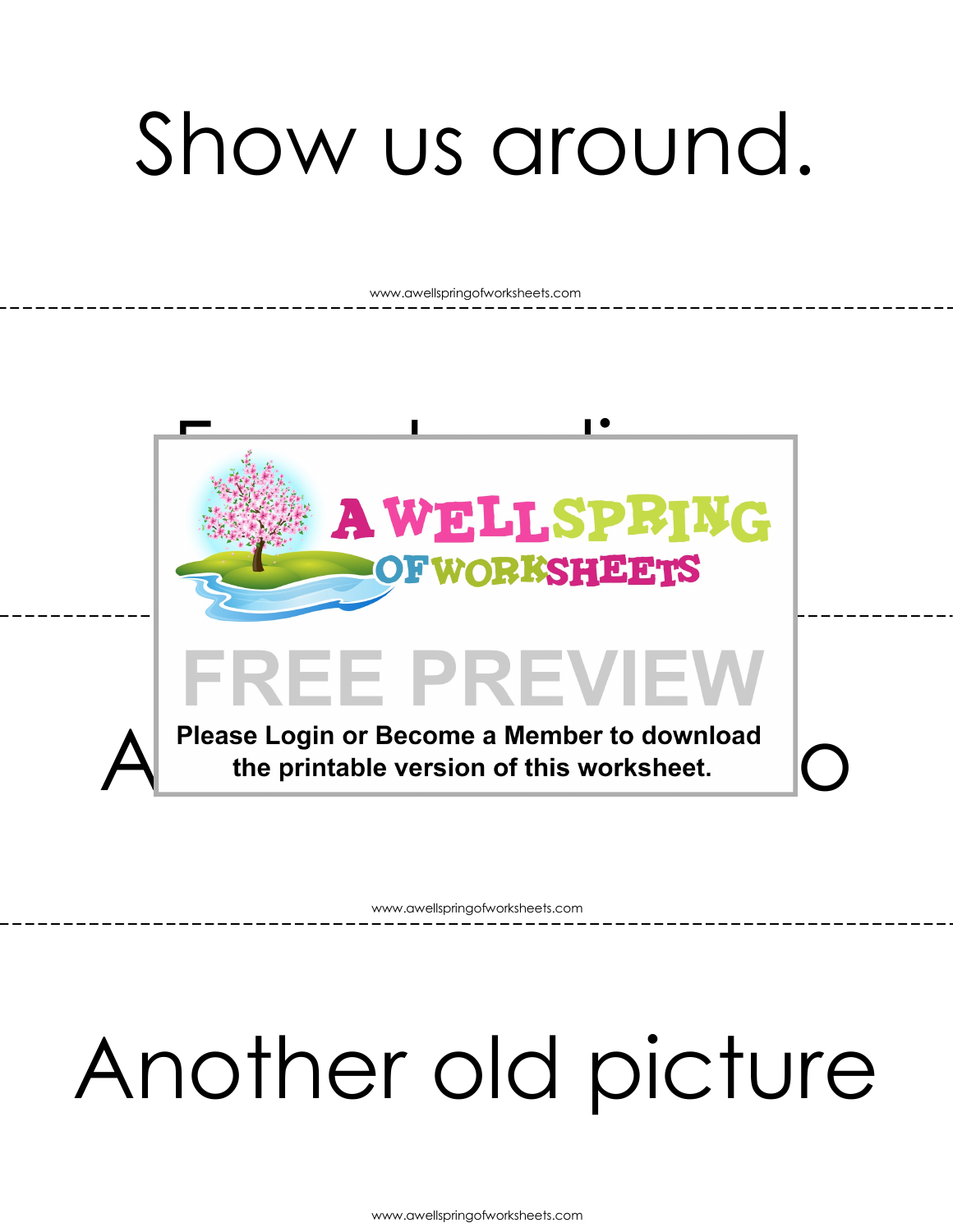Show us around.

Another old picture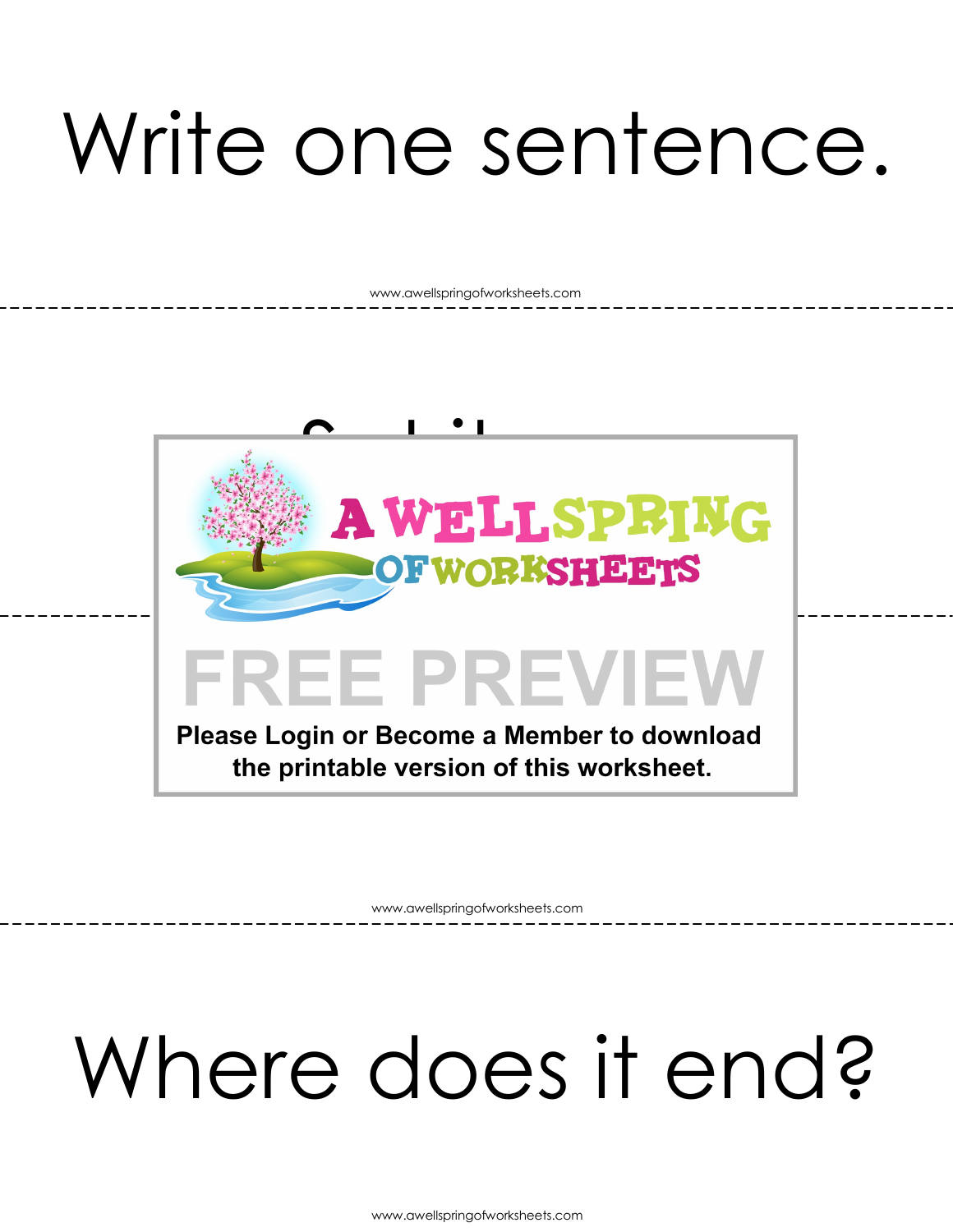Write one sentence.

Where does it end?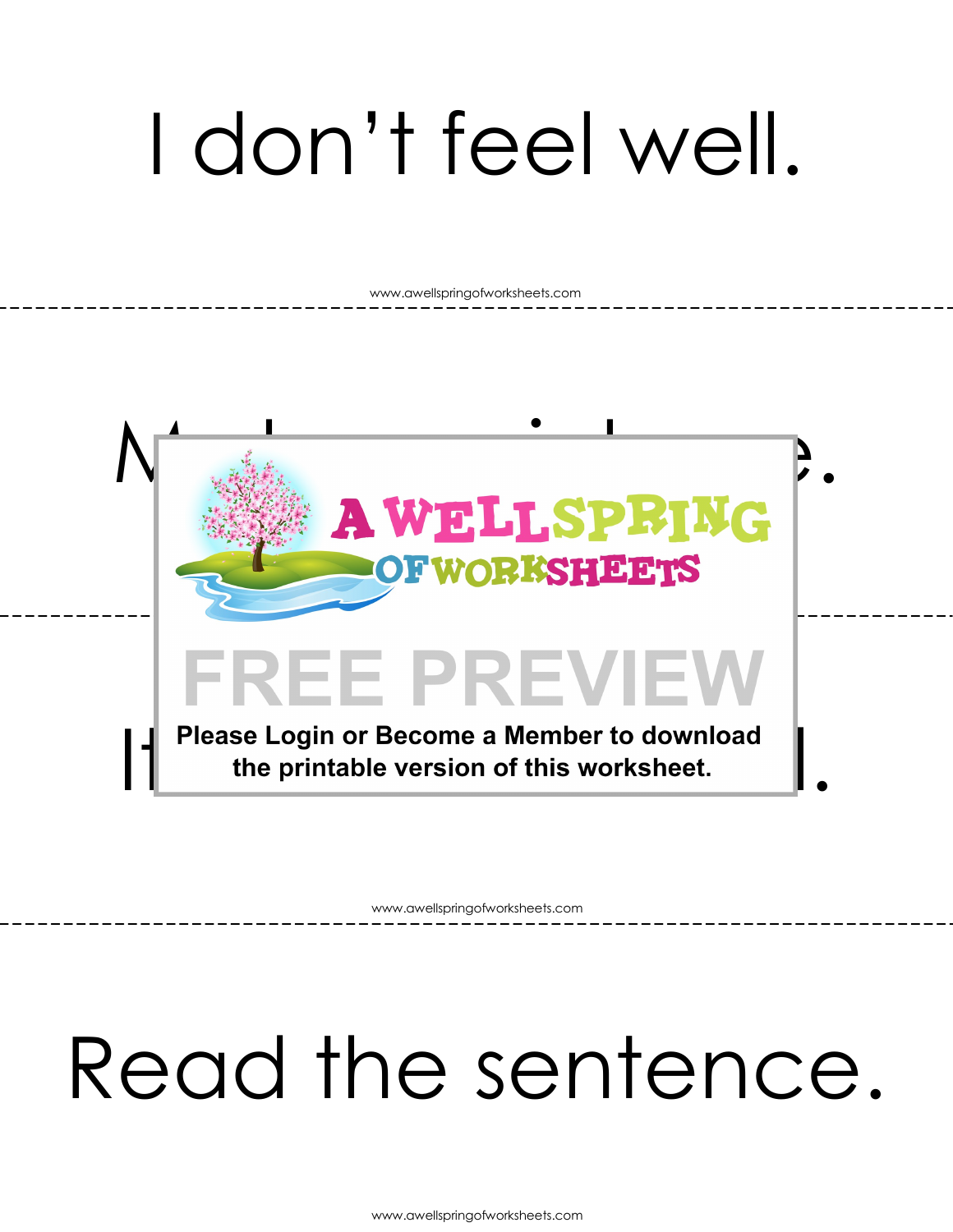I don't feel well.

Read the sentence.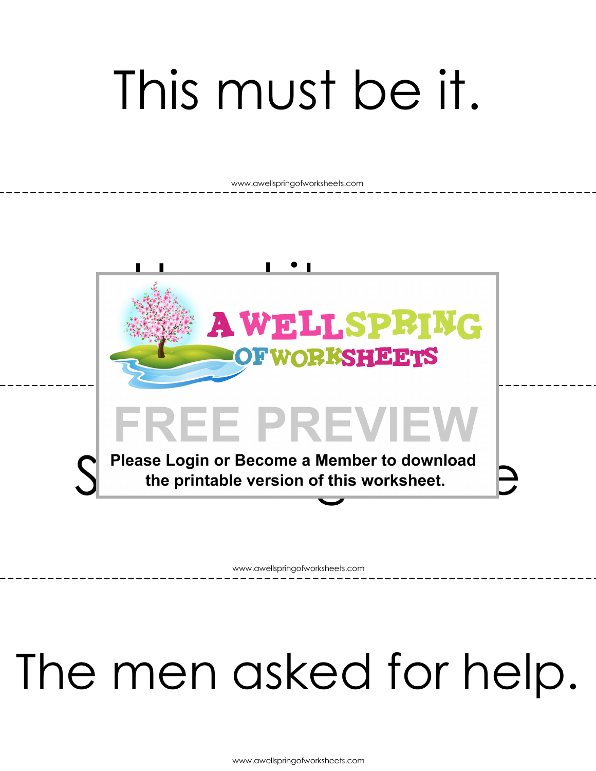This must be it.

The men asked for help.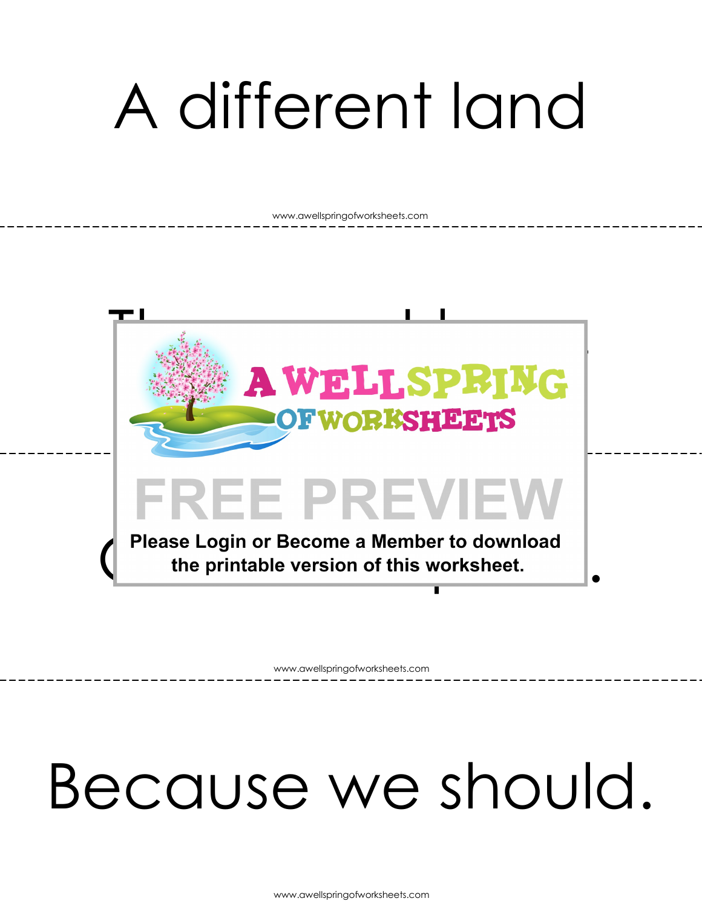A different land

Because we should.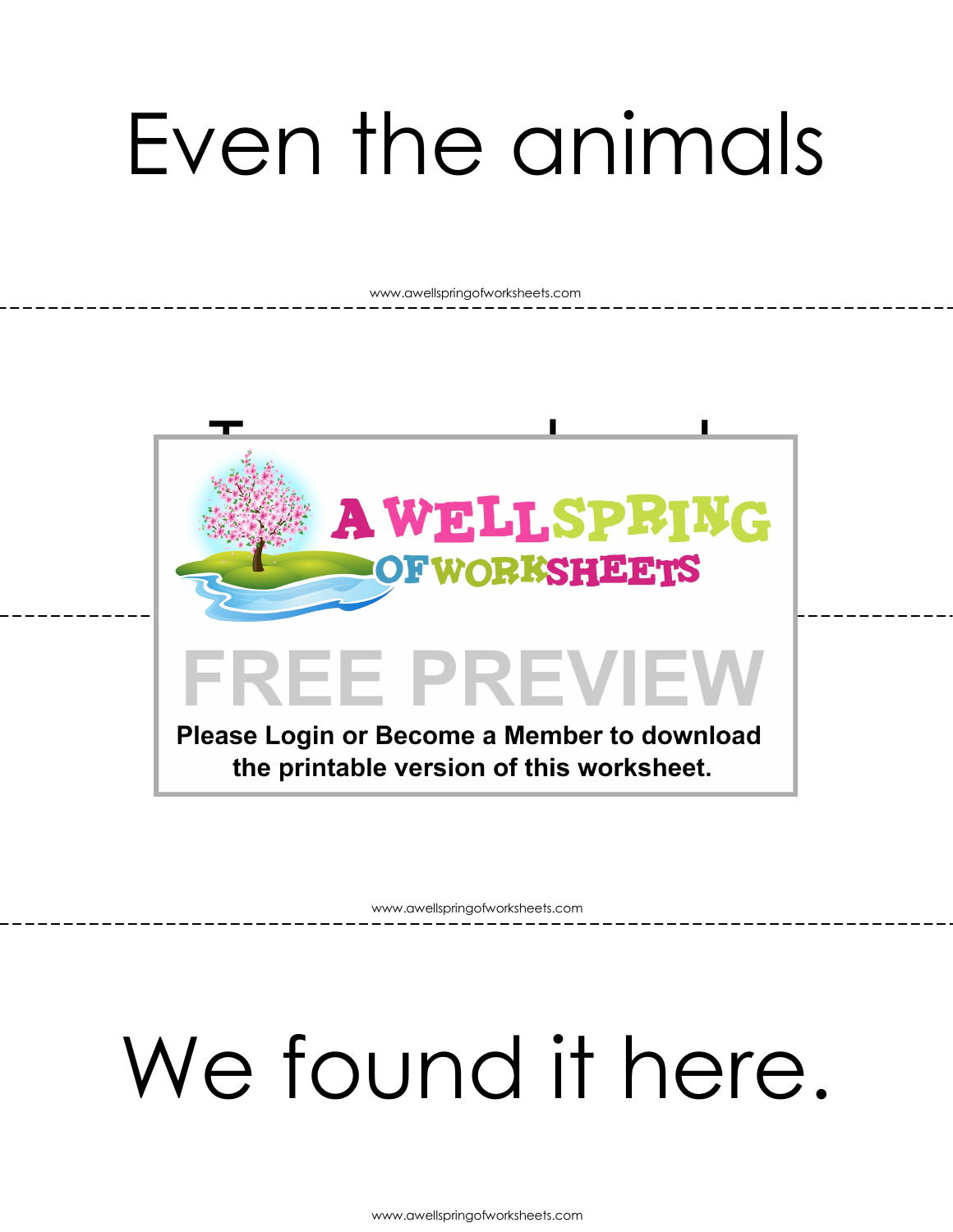Even the animals

We found it here.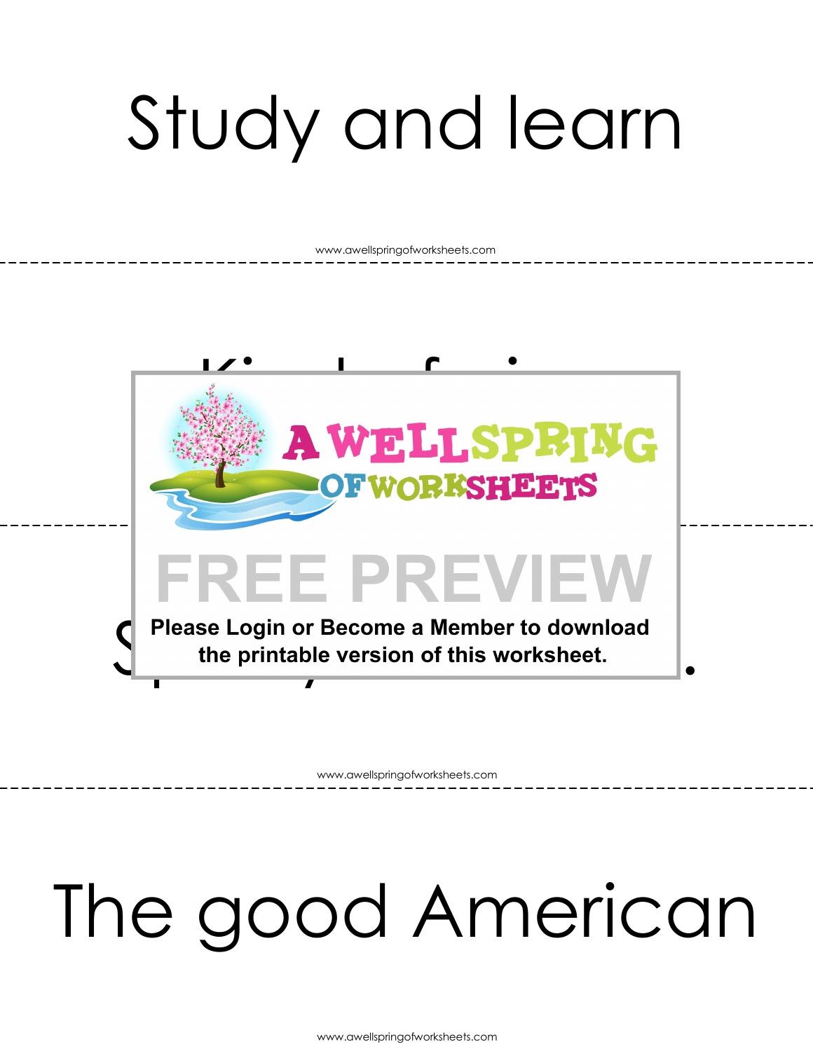Study and learn

The good American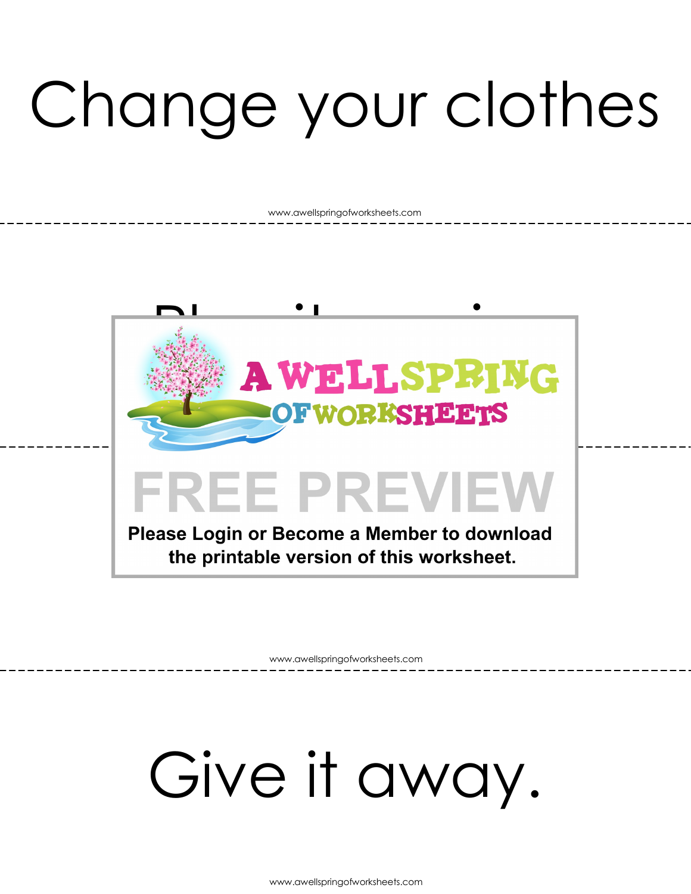# Change your clothes

# Give it away.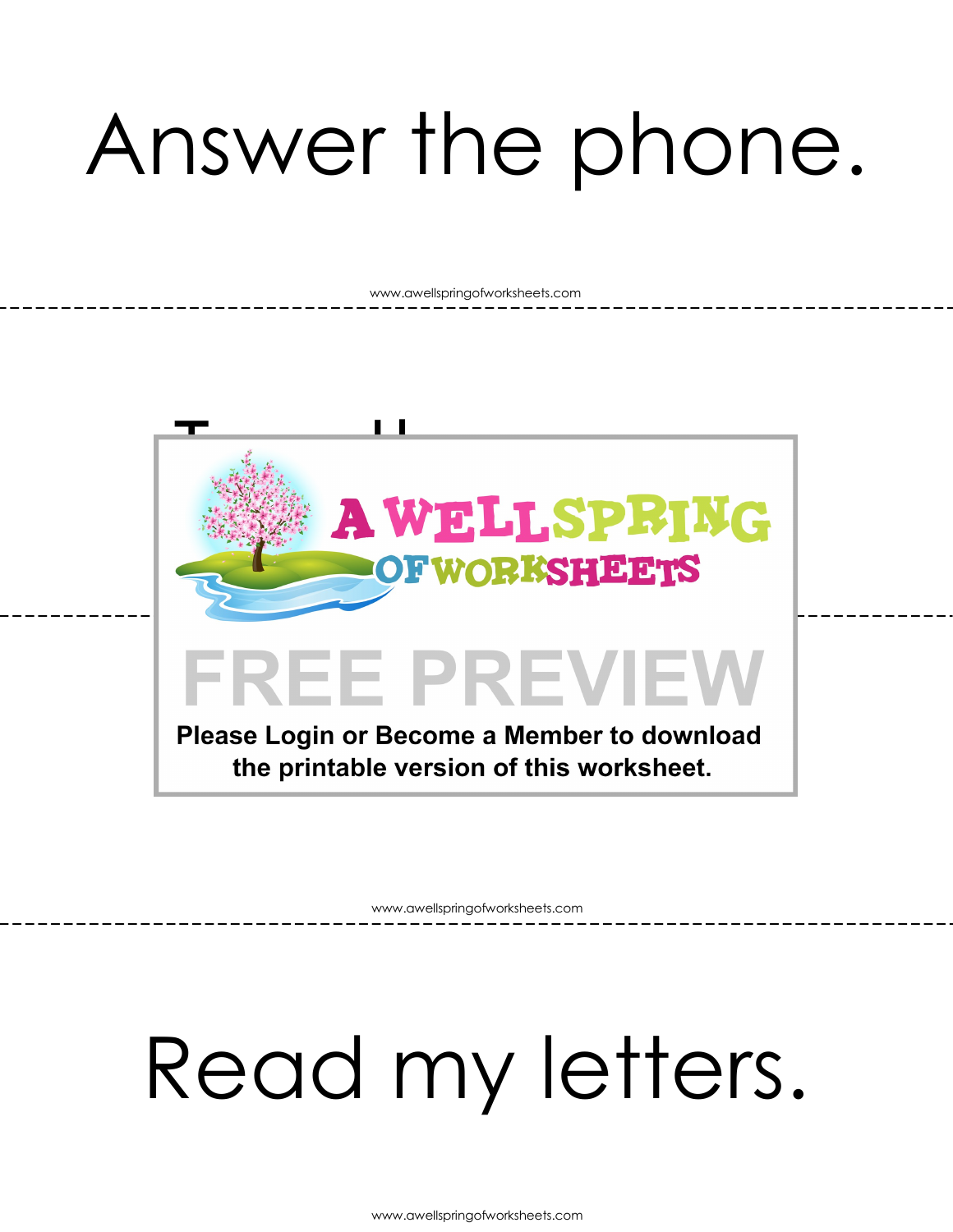Answer the phone.

Read my letters.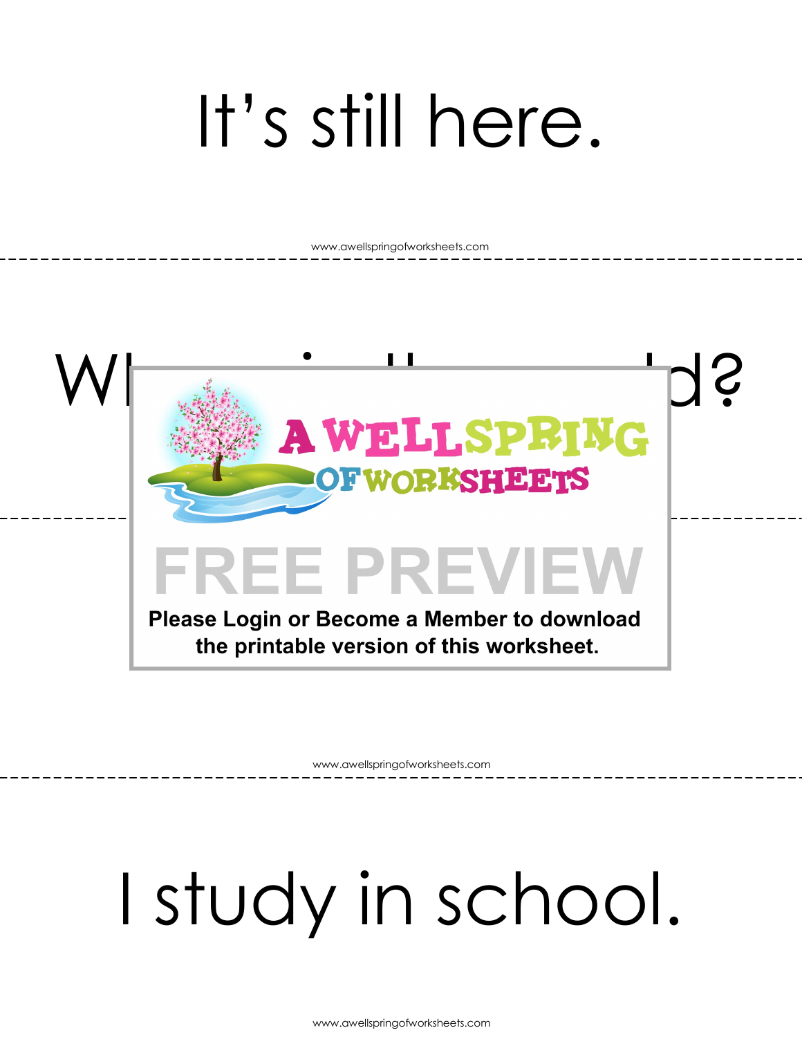It's still here.

Wh... d?

I study in school.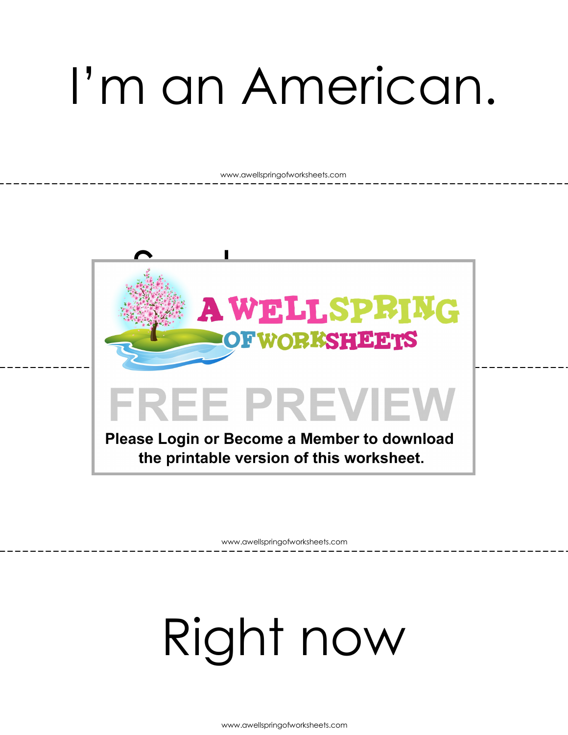I'm an American.

Right now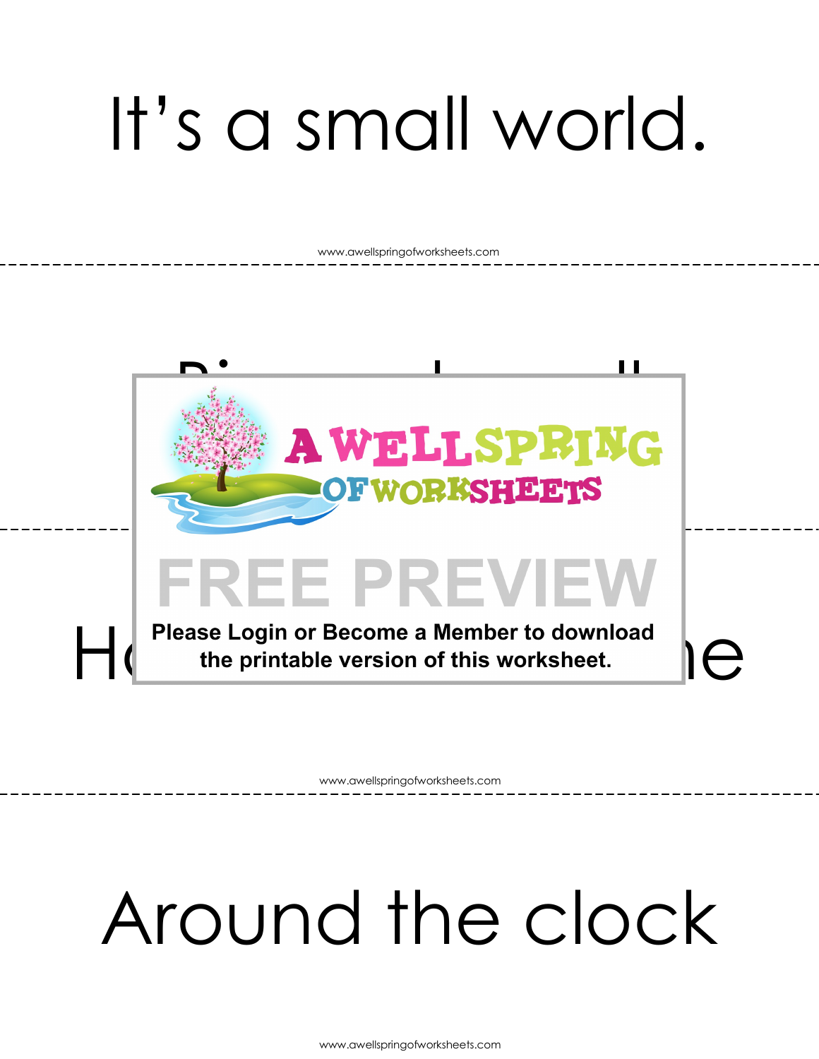# It’s a small world.

# Around the clock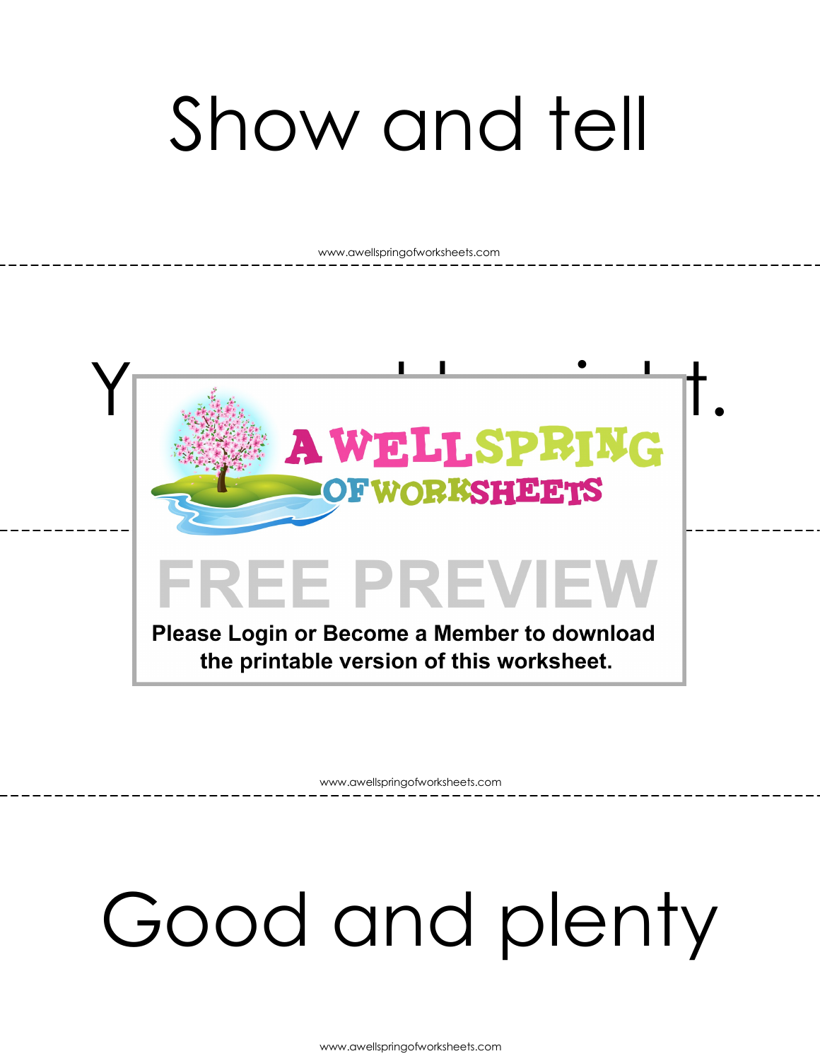Show and tell

Y t.

FREE PREVIEW

Please Login or Become a Member to download the printable version of this worksheet.

Good and plenty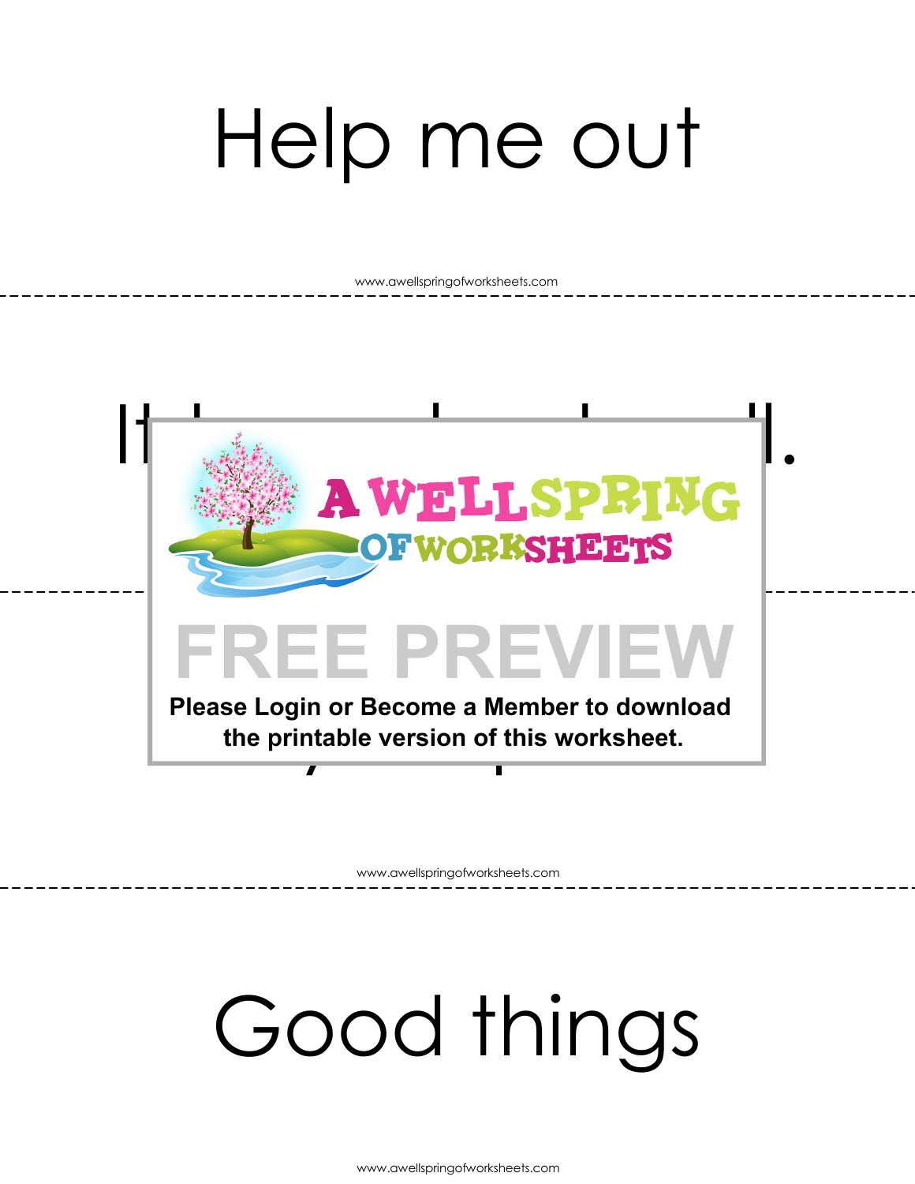Help me out

It... ...l.

Please Login or Become a Member to download the printable version of this worksheet.

Good things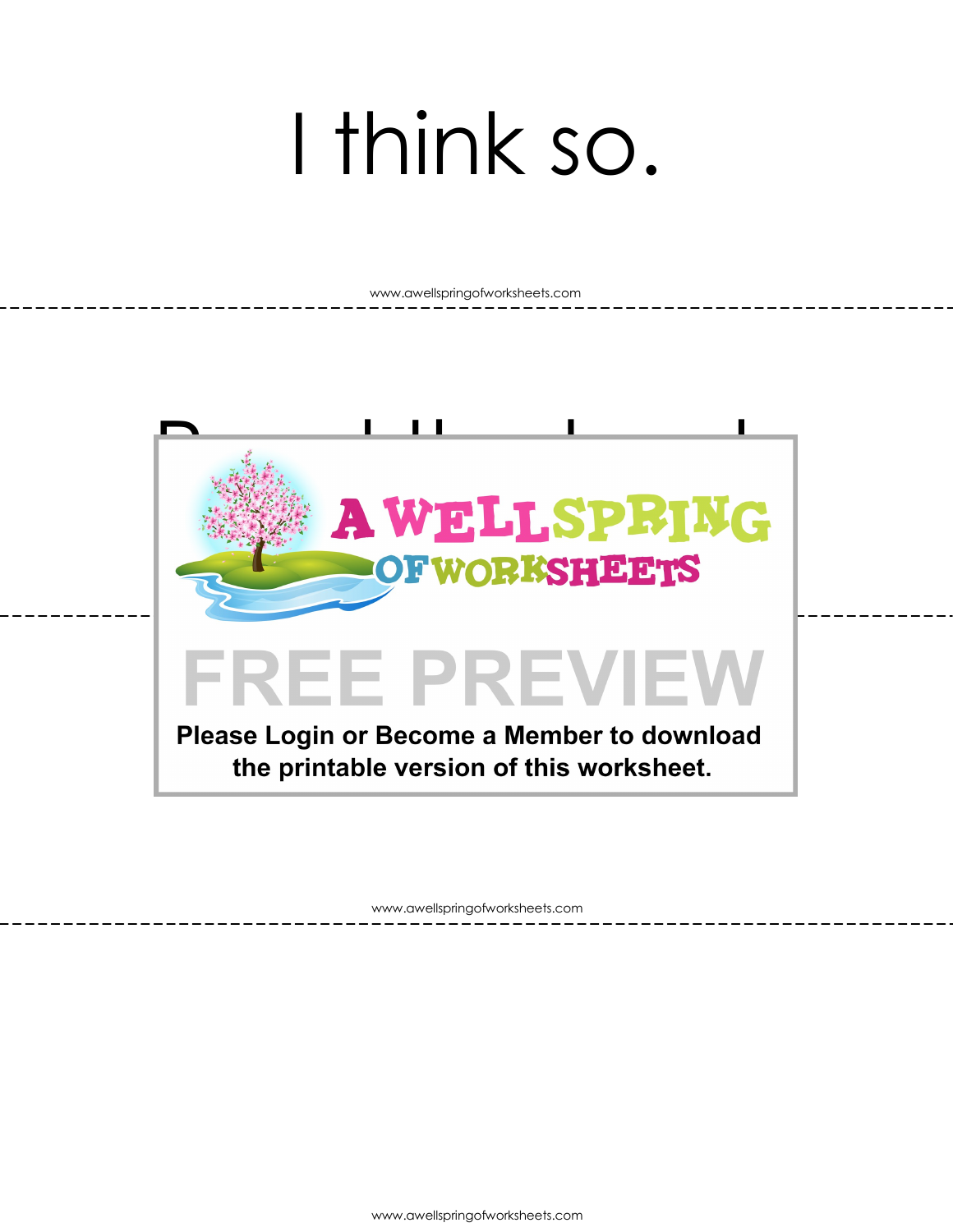# I think so.